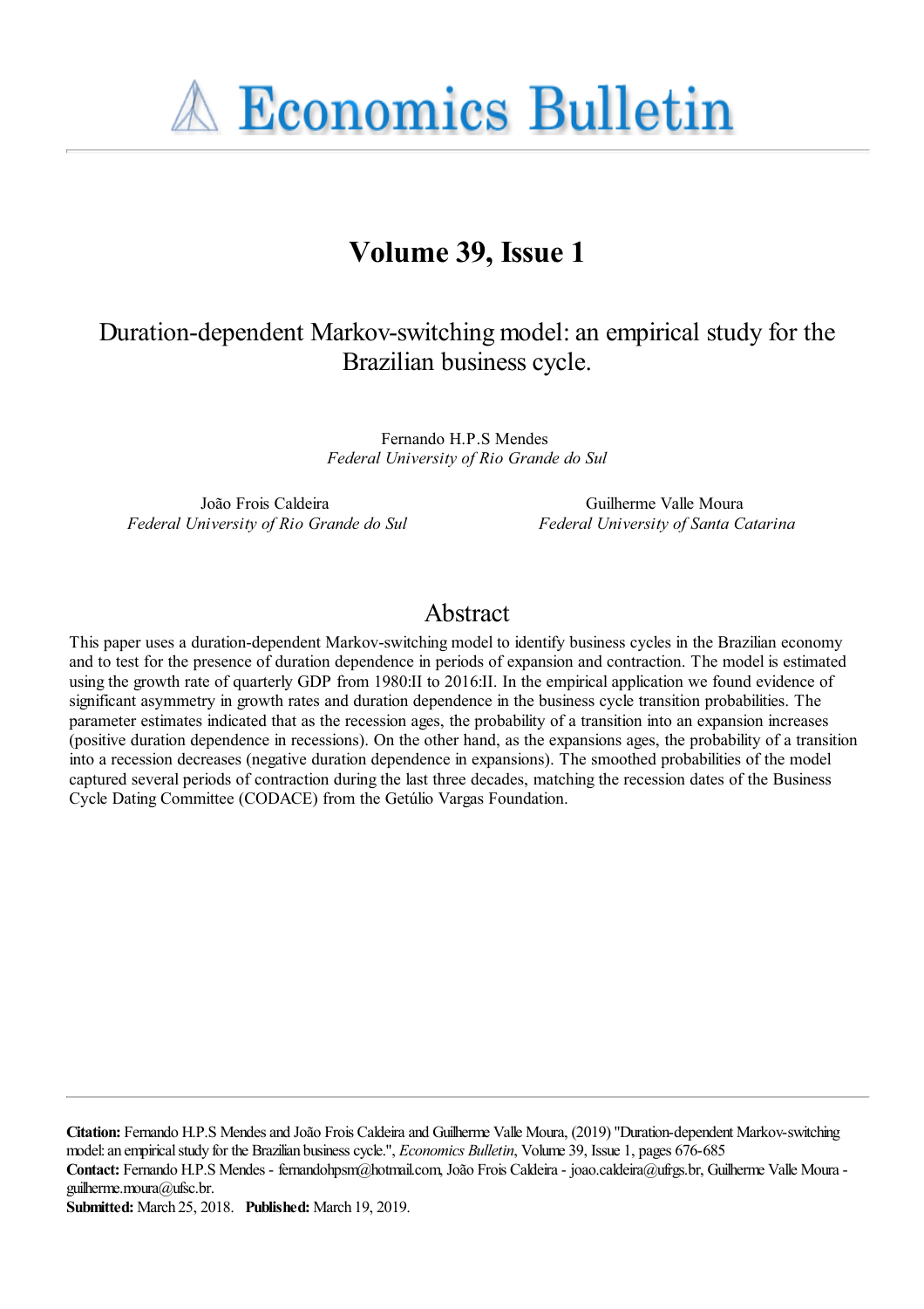# Economics Bulletin

## Volume 39, Issue 1

Duration-dependent Markov-switching model: an empirical study for the Brazilian business cycle.

Fernando H.P.S Mendes
*Federal University of Rio Grande do Sul*

João Frois Caldeira
*Federal University of Rio Grande do Sul*

Guilherme Valle Moura
*Federal University of Santa Catarina*

## Abstract

This paper uses a duration-dependent Markov-switching model to identify business cycles in the Brazilian economy and to test for the presence of duration dependence in periods of expansion and contraction. The model is estimated using the growth rate of quarterly GDP from 1980:II to 2016:II. In the empirical application we found evidence of significant asymmetry in growth rates and duration dependence in the business cycle transition probabilities. The parameter estimates indicated that as the recession ages, the probability of a transition into an expansion increases (positive duration dependence in recessions). On the other hand, as the expansions ages, the probability of a transition into a recession decreases (negative duration dependence in expansions). The smoothed probabilities of the model captured several periods of contraction during the last three decades, matching the recession dates of the Business Cycle Dating Committee (CODACE) from the Getúlio Vargas Foundation.

**Citation:** Fernando H.P.S Mendes and João Frois Caldeira and Guilherme Valle Moura, (2019) "Duration-dependent Markov-switching model: an empirical study for the Brazilian business cycle.", *Economics Bulletin*, Volume 39, Issue 1, pages 676-685
**Contact:** Fernando H.P.S Mendes - fernandohpsm@hotmail.com, João Frois Caldeira - joao.caldeira@ufrgs.br, Guilherme Valle Moura - guilherme.moura@ufsc.br.
**Submitted:** March 25, 2018. **Published:** March 19, 2019.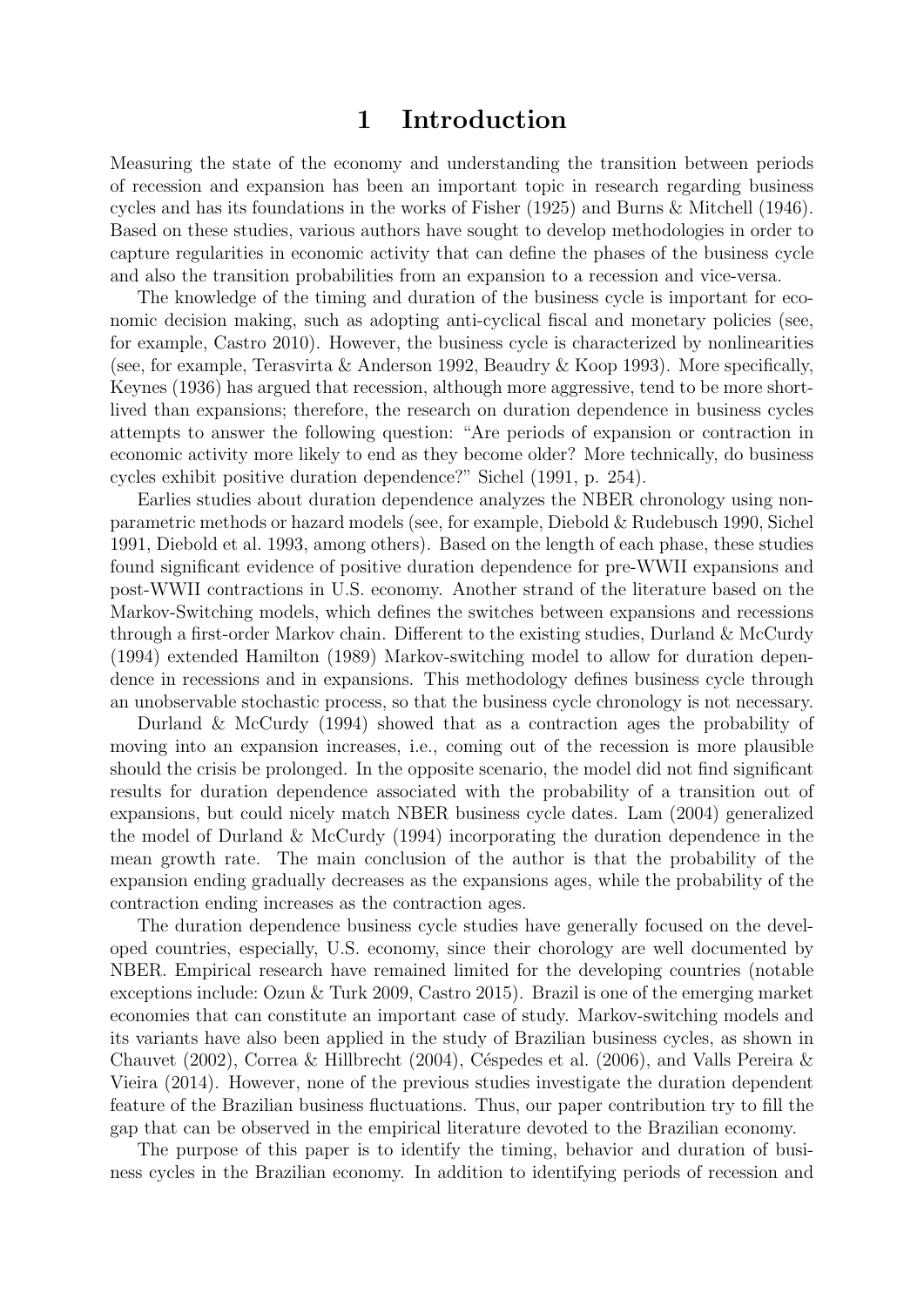# 1 Introduction

Measuring the state of the economy and understanding the transition between periods of recession and expansion has been an important topic in research regarding business cycles and has its foundations in the works of Fisher (1925) and Burns & Mitchell (1946). Based on these studies, various authors have sought to develop methodologies in order to capture regularities in economic activity that can define the phases of the business cycle and also the transition probabilities from an expansion to a recession and vice-versa.

The knowledge of the timing and duration of the business cycle is important for economic decision making, such as adopting anti-cyclical fiscal and monetary policies (see, for example, Castro 2010). However, the business cycle is characterized by nonlinearities (see, for example, Terasvirta & Anderson 1992, Beaudry & Koop 1993). More specifically, Keynes (1936) has argued that recession, although more aggressive, tend to be more short-lived than expansions; therefore, the research on duration dependence in business cycles attempts to answer the following question: "Are periods of expansion or contraction in economic activity more likely to end as they become older? More technically, do business cycles exhibit positive duration dependence?" Sichel (1991, p. 254).

Earlies studies about duration dependence analyzes the NBER chronology using non-parametric methods or hazard models (see, for example, Diebold & Rudebusch 1990, Sichel 1991, Diebold et al. 1993, among others). Based on the length of each phase, these studies found significant evidence of positive duration dependence for pre-WWII expansions and post-WWII contractions in U.S. economy. Another strand of the literature based on the Markov-Switching models, which defines the switches between expansions and recessions through a first-order Markov chain. Different to the existing studies, Durland & McCurdy (1994) extended Hamilton (1989) Markov-switching model to allow for duration dependence in recessions and in expansions. This methodology defines business cycle through an unobservable stochastic process, so that the business cycle chronology is not necessary.

Durland & McCurdy (1994) showed that as a contraction ages the probability of moving into an expansion increases, i.e., coming out of the recession is more plausible should the crisis be prolonged. In the opposite scenario, the model did not find significant results for duration dependence associated with the probability of a transition out of expansions, but could nicely match NBER business cycle dates. Lam (2004) generalized the model of Durland & McCurdy (1994) incorporating the duration dependence in the mean growth rate. The main conclusion of the author is that the probability of the expansion ending gradually decreases as the expansions ages, while the probability of the contraction ending increases as the contraction ages.

The duration dependence business cycle studies have generally focused on the developed countries, especially, U.S. economy, since their chorology are well documented by NBER. Empirical research have remained limited for the developing countries (notable exceptions include: Ozun & Turk 2009, Castro 2015). Brazil is one of the emerging market economies that can constitute an important case of study. Markov-switching models and its variants have also been applied in the study of Brazilian business cycles, as shown in Chauvet (2002), Correa & Hillbrecht (2004), Céspedes et al. (2006), and Valls Pereira & Vieira (2014). However, none of the previous studies investigate the duration dependent feature of the Brazilian business fluctuations. Thus, our paper contribution try to fill the gap that can be observed in the empirical literature devoted to the Brazilian economy.

The purpose of this paper is to identify the timing, behavior and duration of business cycles in the Brazilian economy. In addition to identifying periods of recession and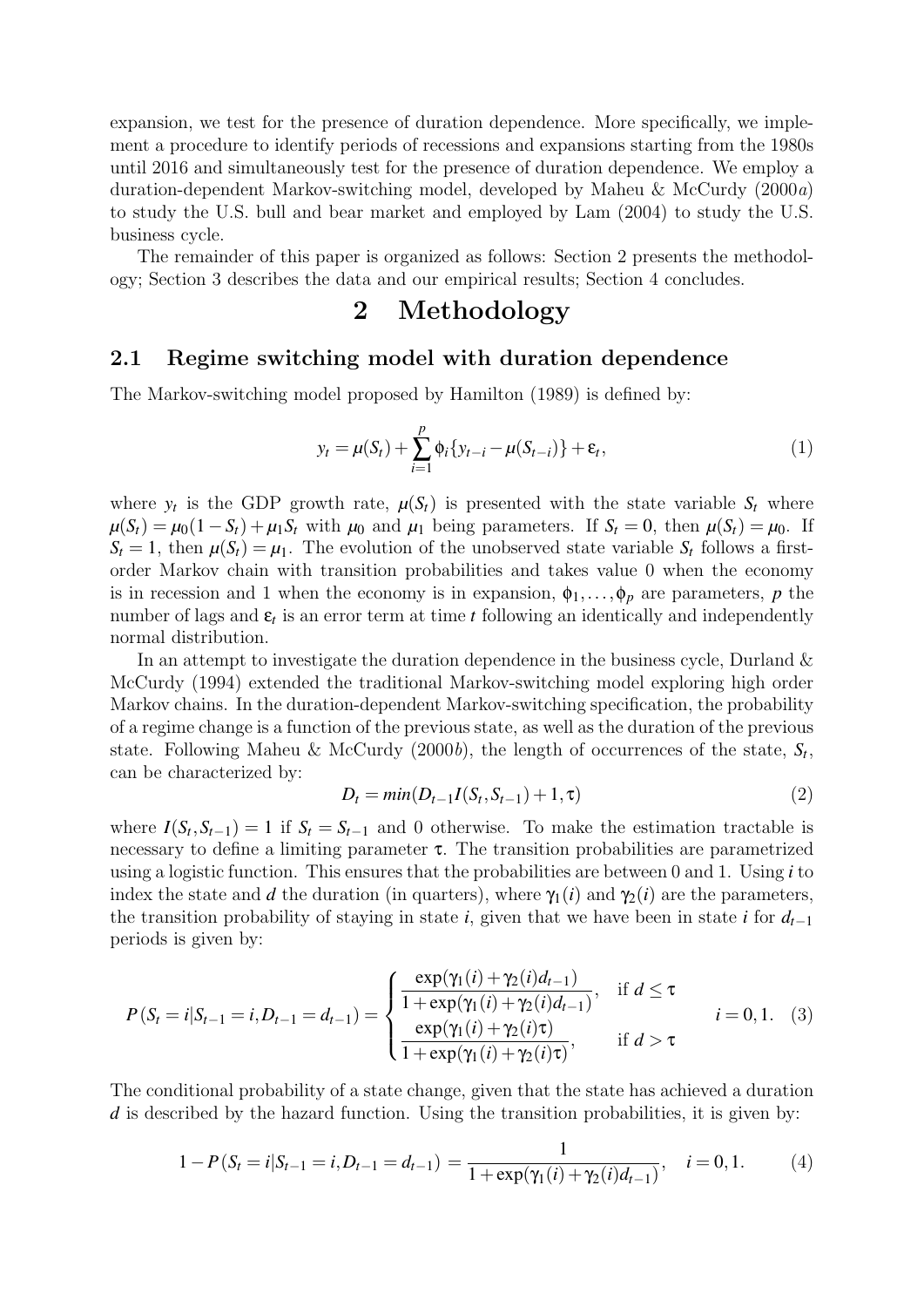expansion, we test for the presence of duration dependence. More specifically, we implement a procedure to identify periods of recessions and expansions starting from the 1980s until 2016 and simultaneously test for the presence of duration dependence. We employ a duration-dependent Markov-switching model, developed by Maheu & McCurdy (2000*a*) to study the U.S. bull and bear market and employed by Lam (2004) to study the U.S. business cycle.

The remainder of this paper is organized as follows: Section 2 presents the methodology; Section 3 describes the data and our empirical results; Section 4 concludes.

# 2 Methodology

## 2.1 Regime switching model with duration dependence

The Markov-switching model proposed by Hamilton (1989) is defined by:

$$y_t = \mu(S_t) + \sum_{i=1}^{p} \phi_i \{y_{t-i} - \mu(S_{t-i})\} + \varepsilon_t, \tag{1}$$

where $y_t$ is the GDP growth rate, $\mu(S_t)$ is presented with the state variable $S_t$ where $\mu(S_t) = \mu_0(1 - S_t) + \mu_1 S_t$ with $\mu_0$ and $\mu_1$ being parameters. If $S_t = 0$, then $\mu(S_t) = \mu_0$. If $S_t = 1$, then $\mu(S_t) = \mu_1$. The evolution of the unobserved state variable $S_t$ follows a first-order Markov chain with transition probabilities and takes value 0 when the economy is in recession and 1 when the economy is in expansion, $\phi_1, \ldots, \phi_p$ are parameters, $p$ the number of lags and $\varepsilon_t$ is an error term at time $t$ following an identically and independently normal distribution.

In an attempt to investigate the duration dependence in the business cycle, Durland & McCurdy (1994) extended the traditional Markov-switching model exploring high order Markov chains. In the duration-dependent Markov-switching specification, the probability of a regime change is a function of the previous state, as well as the duration of the previous state. Following Maheu & McCurdy (2000*b*), the length of occurrences of the state, $S_t$, can be characterized by:

$$D_t = min(D_{t-1} I(S_t, S_{t-1}) + 1, \tau) \tag{2}$$

where $I(S_t, S_{t-1}) = 1$ if $S_t = S_{t-1}$ and 0 otherwise. To make the estimation tractable is necessary to define a limiting parameter $\tau$. The transition probabilities are parametrized using a logistic function. This ensures that the probabilities are between 0 and 1. Using $i$ to index the state and $d$ the duration (in quarters), where $\gamma_1(i)$ and $\gamma_2(i)$ are the parameters, the transition probability of staying in state $i$, given that we have been in state $i$ for $d_{t-1}$ periods is given by:

$$P(S_t = i | S_{t-1} = i, D_{t-1} = d_{t-1}) = \begin{cases} \dfrac{\exp(\gamma_1(i) + \gamma_2(i) d_{t-1})}{1 + \exp(\gamma_1(i) + \gamma_2(i) d_{t-1})}, & \text{if } d \leq \tau \\ \dfrac{\exp(\gamma_1(i) + \gamma_2(i)\tau)}{1 + \exp(\gamma_1(i) + \gamma_2(i)\tau)}, & \text{if } d > \tau \end{cases} \quad i = 0, 1. \tag{3}$$

The conditional probability of a state change, given that the state has achieved a duration $d$ is described by the hazard function. Using the transition probabilities, it is given by:

$$1 - P(S_t = i | S_{t-1} = i, D_{t-1} = d_{t-1}) = \frac{1}{1 + \exp(\gamma_1(i) + \gamma_2(i) d_{t-1})}, \quad i = 0, 1. \tag{4}$$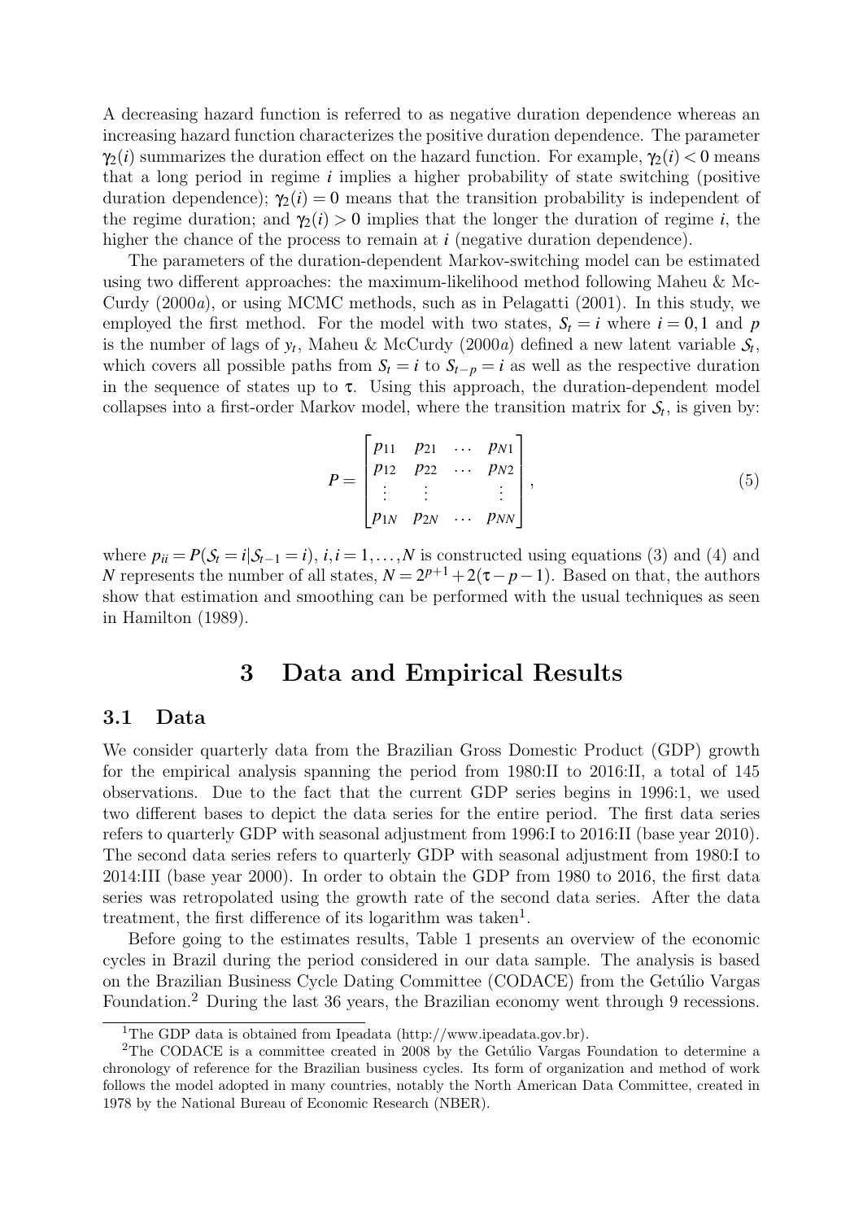A decreasing hazard function is referred to as negative duration dependence whereas an increasing hazard function characterizes the positive duration dependence. The parameter $\gamma_2(i)$ summarizes the duration effect on the hazard function. For example, $\gamma_2(i) < 0$ means that a long period in regime $i$ implies a higher probability of state switching (positive duration dependence); $\gamma_2(i) = 0$ means that the transition probability is independent of the regime duration; and $\gamma_2(i) > 0$ implies that the longer the duration of regime $i$, the higher the chance of the process to remain at $i$ (negative duration dependence).

The parameters of the duration-dependent Markov-switching model can be estimated using two different approaches: the maximum-likelihood method following Maheu & McCurdy (2000*a*), or using MCMC methods, such as in Pelagatti (2001). In this study, we employed the first method. For the model with two states, $S_t = i$ where $i = 0,1$ and $p$ is the number of lags of $y_t$, Maheu & McCurdy (2000*a*) defined a new latent variable $\mathcal{S}_t$, which covers all possible paths from $S_t = i$ to $S_{t-p} = i$ as well as the respective duration in the sequence of states up to $\tau$. Using this approach, the duration-dependent model collapses into a first-order Markov model, where the transition matrix for $\mathcal{S}_t$, is given by:

$$P = \begin{bmatrix} p_{11} & p_{21} & \cdots & p_{N1} \\ p_{12} & p_{22} & \cdots & p_{N2} \\ \vdots & \vdots & & \vdots \\ p_{1N} & p_{2N} & \cdots & p_{NN} \end{bmatrix}, \tag{5}$$

where $p_{ii} = P(\mathcal{S}_t = i | \mathcal{S}_{t-1} = i)$, $i, i = 1, \ldots, N$ is constructed using equations (3) and (4) and $N$ represents the number of all states, $N = 2^{p+1} + 2(\tau - p - 1)$. Based on that, the authors show that estimation and smoothing can be performed with the usual techniques as seen in Hamilton (1989).

# 3 Data and Empirical Results

## 3.1 Data

We consider quarterly data from the Brazilian Gross Domestic Product (GDP) growth for the empirical analysis spanning the period from 1980:II to 2016:II, a total of 145 observations. Due to the fact that the current GDP series begins in 1996:1, we used two different bases to depict the data series for the entire period. The first data series refers to quarterly GDP with seasonal adjustment from 1996:I to 2016:II (base year 2010). The second data series refers to quarterly GDP with seasonal adjustment from 1980:I to 2014:III (base year 2000). In order to obtain the GDP from 1980 to 2016, the first data series was retropolated using the growth rate of the second data series. After the data treatment, the first difference of its logarithm was taken[1].

Before going to the estimates results, Table 1 presents an overview of the economic cycles in Brazil during the period considered in our data sample. The analysis is based on the Brazilian Business Cycle Dating Committee (CODACE) from the Getúlio Vargas Foundation.[2] During the last 36 years, the Brazilian economy went through 9 recessions.

[1] The GDP data is obtained from Ipeadata (http://www.ipeadata.gov.br).

[2] The CODACE is a committee created in 2008 by the Getúlio Vargas Foundation to determine a chronology of reference for the Brazilian business cycles. Its form of organization and method of work follows the model adopted in many countries, notably the North American Data Committee, created in 1978 by the National Bureau of Economic Research (NBER).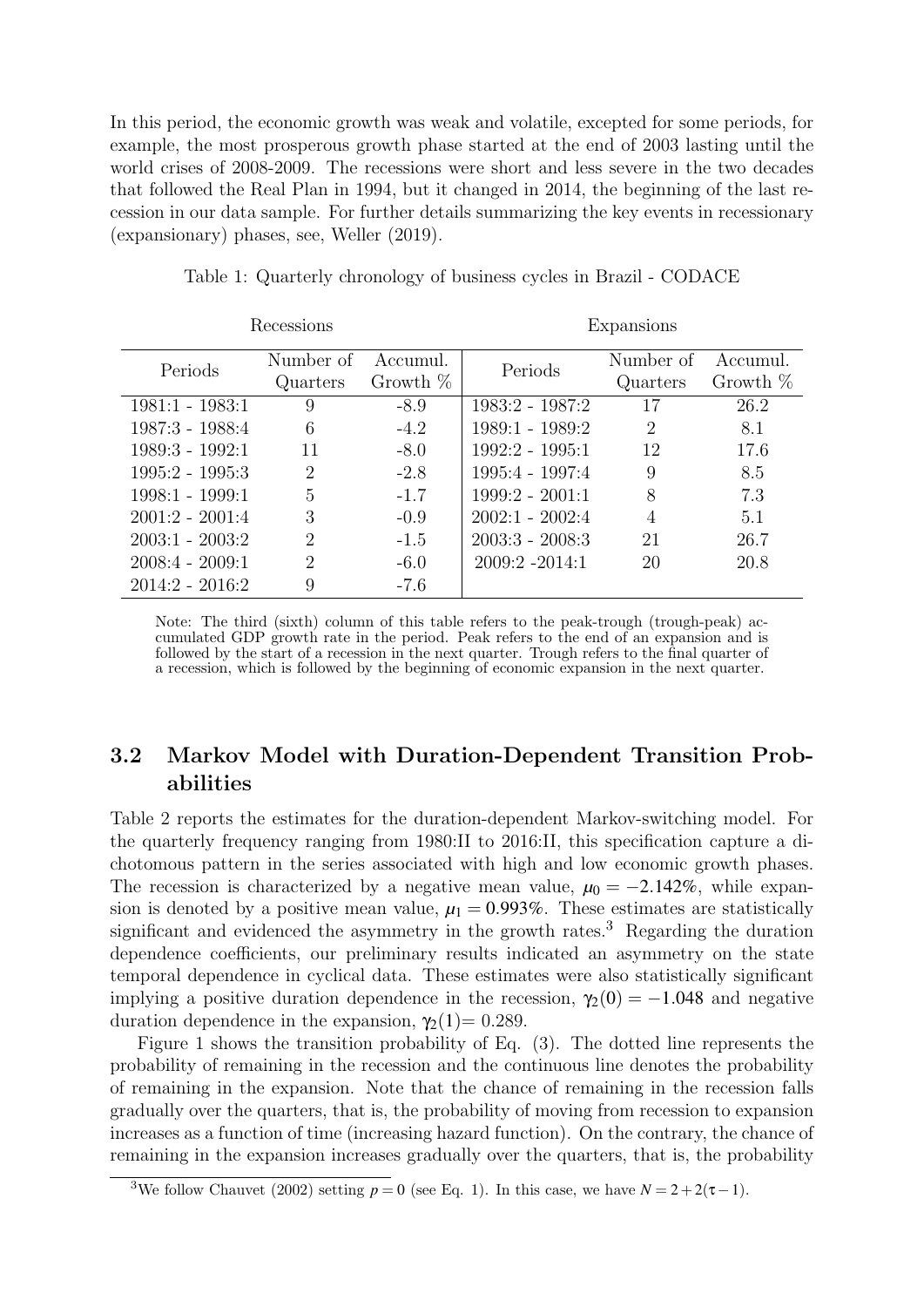In this period, the economic growth was weak and volatile, excepted for some periods, for example, the most prosperous growth phase started at the end of 2003 lasting until the world crises of 2008-2009. The recessions were short and less severe in the two decades that followed the Real Plan in 1994, but it changed in 2014, the beginning of the last recession in our data sample. For further details summarizing the key events in recessionary (expansionary) phases, see, Weller (2019).

Table 1: Quarterly chronology of business cycles in Brazil - CODACE

| Recessions | | | Expansions | | |
|---|---|---|---|---|---|
| Periods | Number of Quarters | Accumul. Growth % | Periods | Number of Quarters | Accumul. Growth % |
| 1981:1 - 1983:1 | 9 | -8.9 | 1983:2 - 1987:2 | 17 | 26.2 |
| 1987:3 - 1988:4 | 6 | -4.2 | 1989:1 - 1989:2 | 2 | 8.1 |
| 1989:3 - 1992:1 | 11 | -8.0 | 1992:2 - 1995:1 | 12 | 17.6 |
| 1995:2 - 1995:3 | 2 | -2.8 | 1995:4 - 1997:4 | 9 | 8.5 |
| 1998:1 - 1999:1 | 5 | -1.7 | 1999:2 - 2001:1 | 8 | 7.3 |
| 2001:2 - 2001:4 | 3 | -0.9 | 2002:1 - 2002:4 | 4 | 5.1 |
| 2003:1 - 2003:2 | 2 | -1.5 | 2003:3 - 2008:3 | 21 | 26.7 |
| 2008:4 - 2009:1 | 2 | -6.0 | 2009:2 -2014:1 | 20 | 20.8 |
| 2014:2 - 2016:2 | 9 | -7.6 | | | |

Note: The third (sixth) column of this table refers to the peak-trough (trough-peak) accumulated GDP growth rate in the period. Peak refers to the end of an expansion and is followed by the start of a recession in the next quarter. Trough refers to the final quarter of a recession, which is followed by the beginning of economic expansion in the next quarter.

## 3.2 Markov Model with Duration-Dependent Transition Probabilities

Table 2 reports the estimates for the duration-dependent Markov-switching model. For the quarterly frequency ranging from 1980:II to 2016:II, this specification capture a dichotomous pattern in the series associated with high and low economic growth phases. The recession is characterized by a negative mean value, $\mu_0 = -2.142\%$, while expansion is denoted by a positive mean value, $\mu_1 = 0.993\%$. These estimates are statistically significant and evidenced the asymmetry in the growth rates.[3] Regarding the duration dependence coefficients, our preliminary results indicated an asymmetry on the state temporal dependence in cyclical data. These estimates were also statistically significant implying a positive duration dependence in the recession, $\gamma_2(0) = -1.048$ and negative duration dependence in the expansion, $\gamma_2(1) = 0.289$.

Figure 1 shows the transition probability of Eq. (3). The dotted line represents the probability of remaining in the recession and the continuous line denotes the probability of remaining in the expansion. Note that the chance of remaining in the recession falls gradually over the quarters, that is, the probability of moving from recession to expansion increases as a function of time (increasing hazard function). On the contrary, the chance of remaining in the expansion increases gradually over the quarters, that is, the probability

[3] We follow Chauvet (2002) setting $p = 0$ (see Eq. 1). In this case, we have $N = 2 + 2(\tau - 1)$.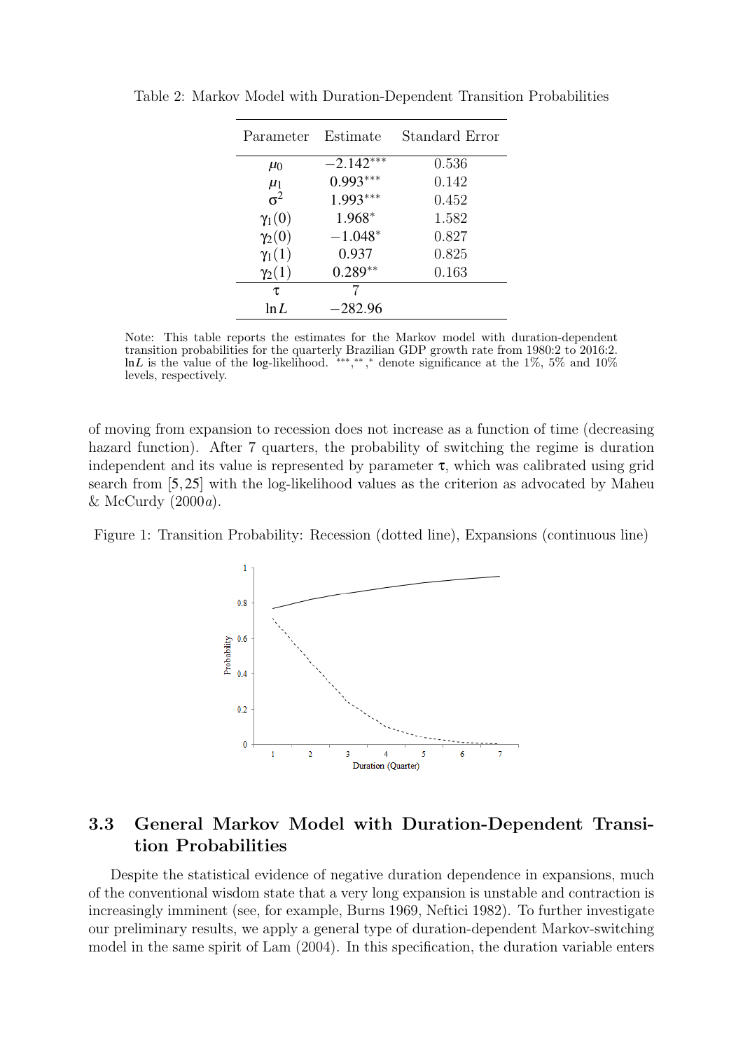Table 2: Markov Model with Duration-Dependent Transition Probabilities

| Parameter | Estimate | Standard Error |
|---|---|---|
| $\mu_0$ | $-2.142^{***}$ | 0.536 |
| $\mu_1$ | $0.993^{***}$ | 0.142 |
| $\sigma^2$ | $1.993^{***}$ | 0.452 |
| $\gamma_1(0)$ | $1.968^{*}$ | 1.582 |
| $\gamma_2(0)$ | $-1.048^{*}$ | 0.827 |
| $\gamma_1(1)$ | 0.937 | 0.825 |
| $\gamma_2(1)$ | $0.289^{**}$ | 0.163 |
| $\tau$ | 7 | |
| $\ln L$ | $-282.96$ | |

Note: This table reports the estimates for the Markov model with duration-dependent transition probabilities for the quarterly Brazilian GDP growth rate from 1980:2 to 2016:2. $\ln L$ is the value of the log-likelihood. $^{***}$,$^{**}$,$^{*}$ denote significance at the 1%, 5% and 10% levels, respectively.

of moving from expansion to recession does not increase as a function of time (decreasing hazard function). After 7 quarters, the probability of switching the regime is duration independent and its value is represented by parameter $\tau$, which was calibrated using grid search from $[5,25]$ with the log-likelihood values as the criterion as advocated by Maheu & McCurdy (2000*a*).

Figure 1: Transition Probability: Recession (dotted line), Expansions (continuous line)

## 3.3 General Markov Model with Duration-Dependent Transition Probabilities

Despite the statistical evidence of negative duration dependence in expansions, much of the conventional wisdom state that a very long expansion is unstable and contraction is increasingly imminent (see, for example, Burns 1969, Neftici 1982). To further investigate our preliminary results, we apply a general type of duration-dependent Markov-switching model in the same spirit of Lam (2004). In this specification, the duration variable enters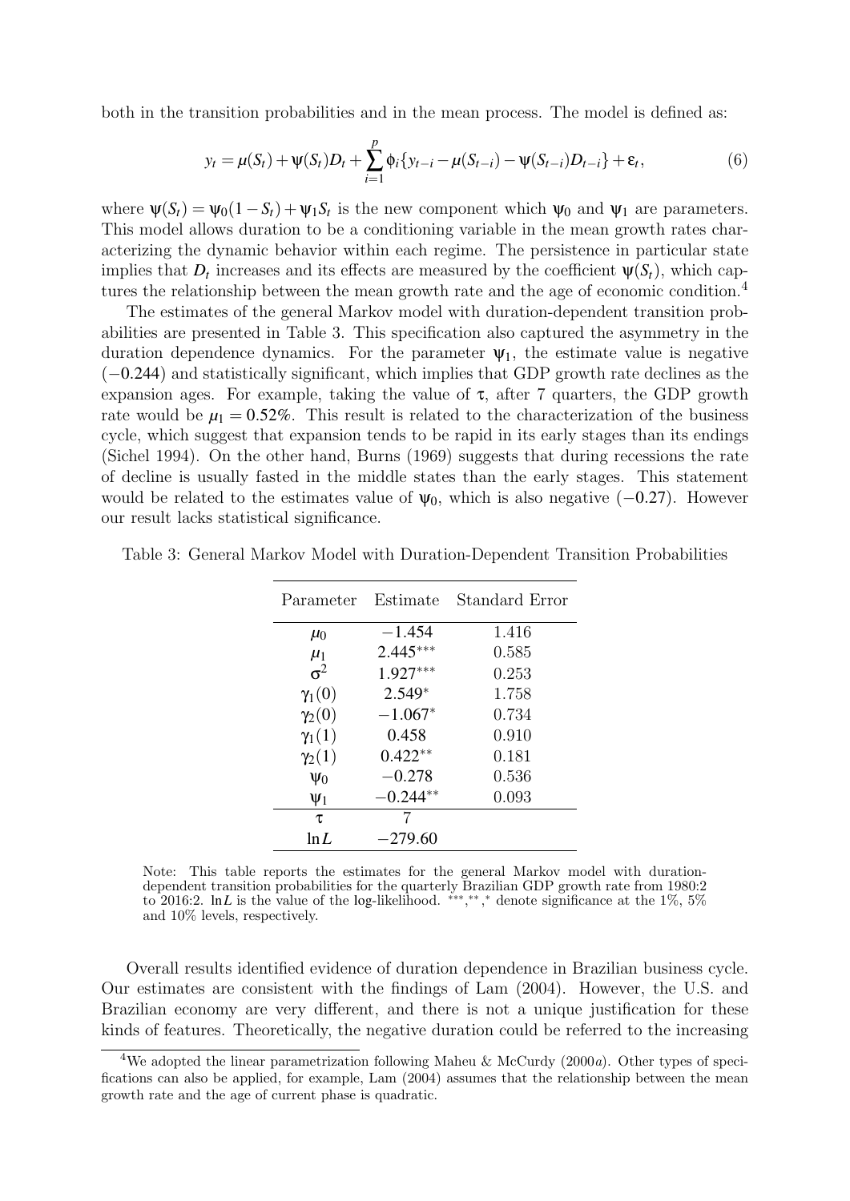both in the transition probabilities and in the mean process. The model is defined as:

$$y_t = \mu(S_t) + \psi(S_t)D_t + \sum_{i=1}^{p} \phi_i\{y_{t-i} - \mu(S_{t-i}) - \psi(S_{t-i})D_{t-i}\} + \varepsilon_t, \tag{6}$$

where $\psi(S_t) = \psi_0(1 - S_t) + \psi_1 S_t$ is the new component which $\psi_0$ and $\psi_1$ are parameters. This model allows duration to be a conditioning variable in the mean growth rates characterizing the dynamic behavior within each regime. The persistence in particular state implies that $D_t$ increases and its effects are measured by the coefficient $\psi(S_t)$, which captures the relationship between the mean growth rate and the age of economic condition.[4]

The estimates of the general Markov model with duration-dependent transition probabilities are presented in Table 3. This specification also captured the asymmetry in the duration dependence dynamics. For the parameter $\psi_1$, the estimate value is negative ($-0.244$) and statistically significant, which implies that GDP growth rate declines as the expansion ages. For example, taking the value of $\tau$, after 7 quarters, the GDP growth rate would be $\mu_1 = 0.52\%$. This result is related to the characterization of the business cycle, which suggest that expansion tends to be rapid in its early stages than its endings (Sichel 1994). On the other hand, Burns (1969) suggests that during recessions the rate of decline is usually fasted in the middle states than the early stages. This statement would be related to the estimates value of $\psi_0$, which is also negative ($-0.27$). However our result lacks statistical significance.

Table 3: General Markov Model with Duration-Dependent Transition Probabilities

| Parameter | Estimate | Standard Error |
|---|---|---|
| $\mu_0$ | $-1.454$ | 1.416 |
| $\mu_1$ | $2.445^{***}$ | 0.585 |
| $\sigma^2$ | $1.927^{***}$ | 0.253 |
| $\gamma_1(0)$ | $2.549^{*}$ | 1.758 |
| $\gamma_2(0)$ | $-1.067^{*}$ | 0.734 |
| $\gamma_1(1)$ | 0.458 | 0.910 |
| $\gamma_2(1)$ | $0.422^{**}$ | 0.181 |
| $\psi_0$ | $-0.278$ | 0.536 |
| $\psi_1$ | $-0.244^{**}$ | 0.093 |
| $\tau$ | 7 | |
| $\ln L$ | $-279.60$ | |

Note: This table reports the estimates for the general Markov model with duration-dependent transition probabilities for the quarterly Brazilian GDP growth rate from 1980:2 to 2016:2. $\ln L$ is the value of the log-likelihood. $^{***}$,$^{**}$,$^{*}$ denote significance at the 1%, 5% and 10% levels, respectively.

Overall results identified evidence of duration dependence in Brazilian business cycle. Our estimates are consistent with the findings of Lam (2004). However, the U.S. and Brazilian economy are very different, and there is not a unique justification for these kinds of features. Theoretically, the negative duration could be referred to the increasing

[4] We adopted the linear parametrization following Maheu & McCurdy (2000*a*). Other types of specifications can also be applied, for example, Lam (2004) assumes that the relationship between the mean growth rate and the age of current phase is quadratic.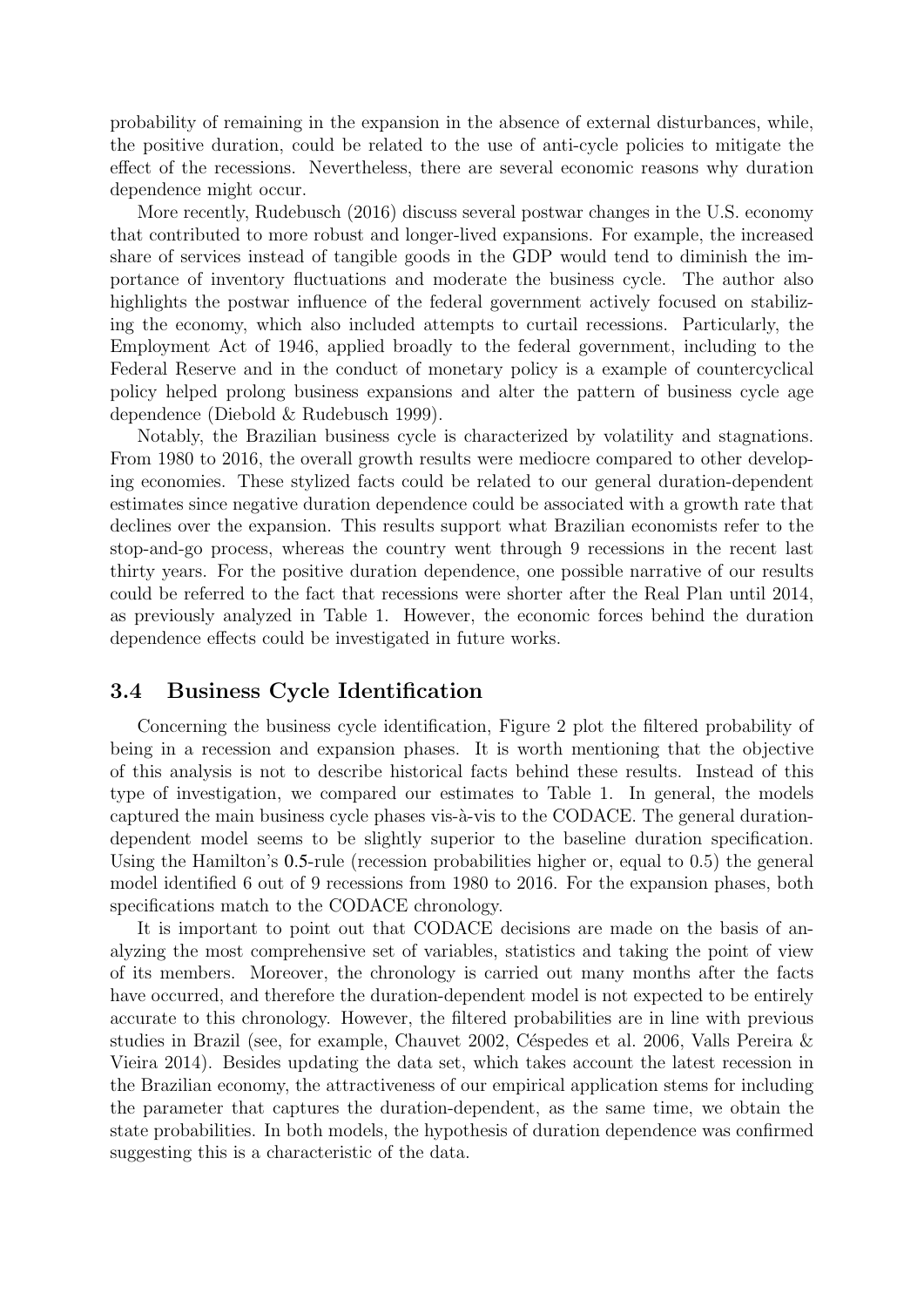probability of remaining in the expansion in the absence of external disturbances, while, the positive duration, could be related to the use of anti-cycle policies to mitigate the effect of the recessions. Nevertheless, there are several economic reasons why duration dependence might occur.

More recently, Rudebusch (2016) discuss several postwar changes in the U.S. economy that contributed to more robust and longer-lived expansions. For example, the increased share of services instead of tangible goods in the GDP would tend to diminish the importance of inventory fluctuations and moderate the business cycle. The author also highlights the postwar influence of the federal government actively focused on stabilizing the economy, which also included attempts to curtail recessions. Particularly, the Employment Act of 1946, applied broadly to the federal government, including to the Federal Reserve and in the conduct of monetary policy is a example of countercyclical policy helped prolong business expansions and alter the pattern of business cycle age dependence (Diebold & Rudebusch 1999).

Notably, the Brazilian business cycle is characterized by volatility and stagnations. From 1980 to 2016, the overall growth results were mediocre compared to other developing economies. These stylized facts could be related to our general duration-dependent estimates since negative duration dependence could be associated with a growth rate that declines over the expansion. This results support what Brazilian economists refer to the stop-and-go process, whereas the country went through 9 recessions in the recent last thirty years. For the positive duration dependence, one possible narrative of our results could be referred to the fact that recessions were shorter after the Real Plan until 2014, as previously analyzed in Table 1. However, the economic forces behind the duration dependence effects could be investigated in future works.

### 3.4 Business Cycle Identification

Concerning the business cycle identification, Figure 2 plot the filtered probability of being in a recession and expansion phases. It is worth mentioning that the objective of this analysis is not to describe historical facts behind these results. Instead of this type of investigation, we compared our estimates to Table 1. In general, the models captured the main business cycle phases vis-à-vis to the CODACE. The general duration-dependent model seems to be slightly superior to the baseline duration specification. Using the Hamilton's **0.5**-rule (recession probabilities higher or, equal to 0.5) the general model identified 6 out of 9 recessions from 1980 to 2016. For the expansion phases, both specifications match to the CODACE chronology.

It is important to point out that CODACE decisions are made on the basis of analyzing the most comprehensive set of variables, statistics and taking the point of view of its members. Moreover, the chronology is carried out many months after the facts have occurred, and therefore the duration-dependent model is not expected to be entirely accurate to this chronology. However, the filtered probabilities are in line with previous studies in Brazil (see, for example, Chauvet 2002, Céspedes et al. 2006, Valls Pereira & Vieira 2014). Besides updating the data set, which takes account the latest recession in the Brazilian economy, the attractiveness of our empirical application stems for including the parameter that captures the duration-dependent, as the same time, we obtain the state probabilities. In both models, the hypothesis of duration dependence was confirmed suggesting this is a characteristic of the data.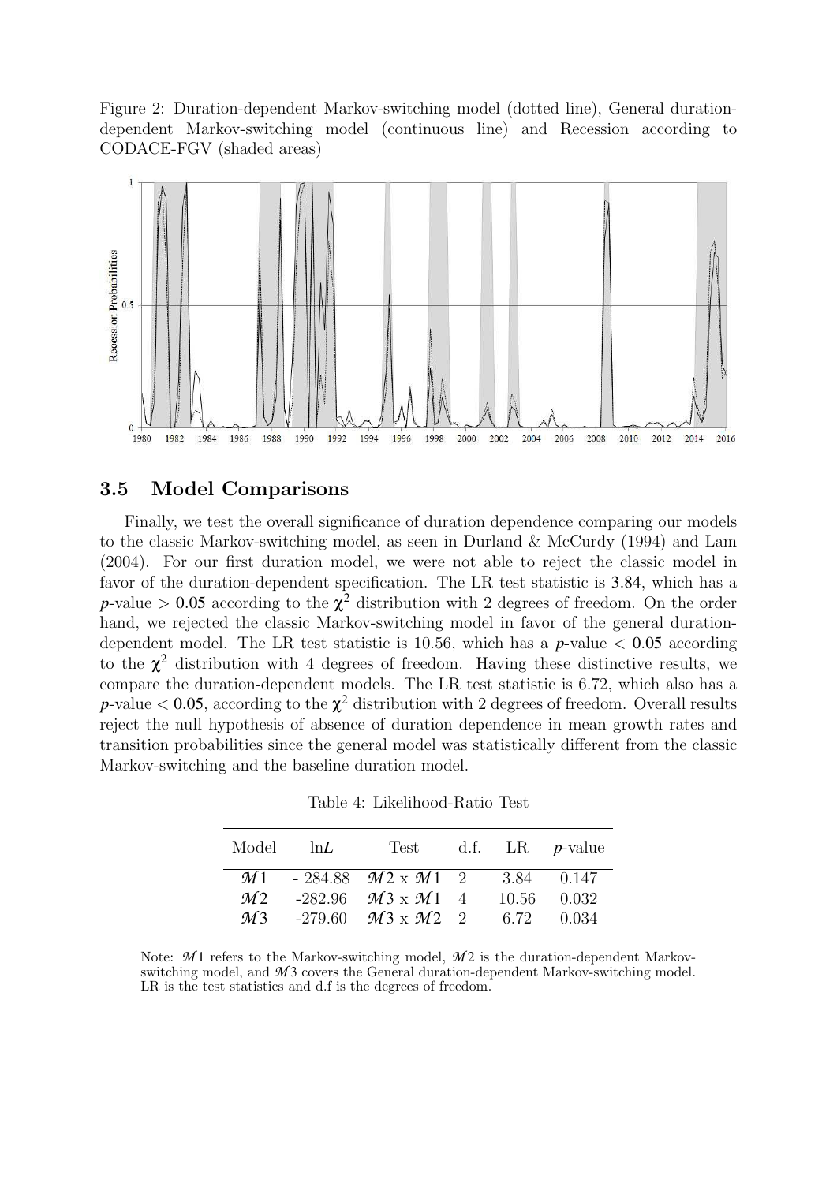Figure 2: Duration-dependent Markov-switching model (dotted line), General duration-dependent Markov-switching model (continuous line) and Recession according to CODACE-FGV (shaded areas)

### 3.5 Model Comparisons

Finally, we test the overall significance of duration dependence comparing our models to the classic Markov-switching model, as seen in Durland & McCurdy (1994) and Lam (2004). For our first duration model, we were not able to reject the classic model in favor of the duration-dependent specification. The LR test statistic is 3.84, which has a $p$-value $> 0.05$ according to the $\chi^2$ distribution with 2 degrees of freedom. On the order hand, we rejected the classic Markov-switching model in favor of the general duration-dependent model. The LR test statistic is 10.56, which has a $p$-value $< 0.05$ according to the $\chi^2$ distribution with 4 degrees of freedom. Having these distinctive results, we compare the duration-dependent models. The LR test statistic is 6.72, which also has a $p$-value $< 0.05$, according to the $\chi^2$ distribution with 2 degrees of freedom. Overall results reject the null hypothesis of absence of duration dependence in mean growth rates and transition probabilities since the general model was statistically different from the classic Markov-switching and the baseline duration model.

Table 4: Likelihood-Ratio Test

| Model | ln$L$ | Test | d.f. | LR | $p$-value |
|---|---|---|---|---|---|
| $\mathcal{M}1$ | - 284.88 | $\mathcal{M}2$ x $\mathcal{M}1$ | 2 | 3.84 | 0.147 |
| $\mathcal{M}2$ | -282.96 | $\mathcal{M}3$ x $\mathcal{M}1$ | 4 | 10.56 | 0.032 |
| $\mathcal{M}3$ | -279.60 | $\mathcal{M}3$ x $\mathcal{M}2$ | 2 | 6.72 | 0.034 |

Note: $\mathcal{M}1$ refers to the Markov-switching model, $\mathcal{M}2$ is the duration-dependent Markov-switching model, and $\mathcal{M}3$ covers the General duration-dependent Markov-switching model. LR is the test statistics and d.f is the degrees of freedom.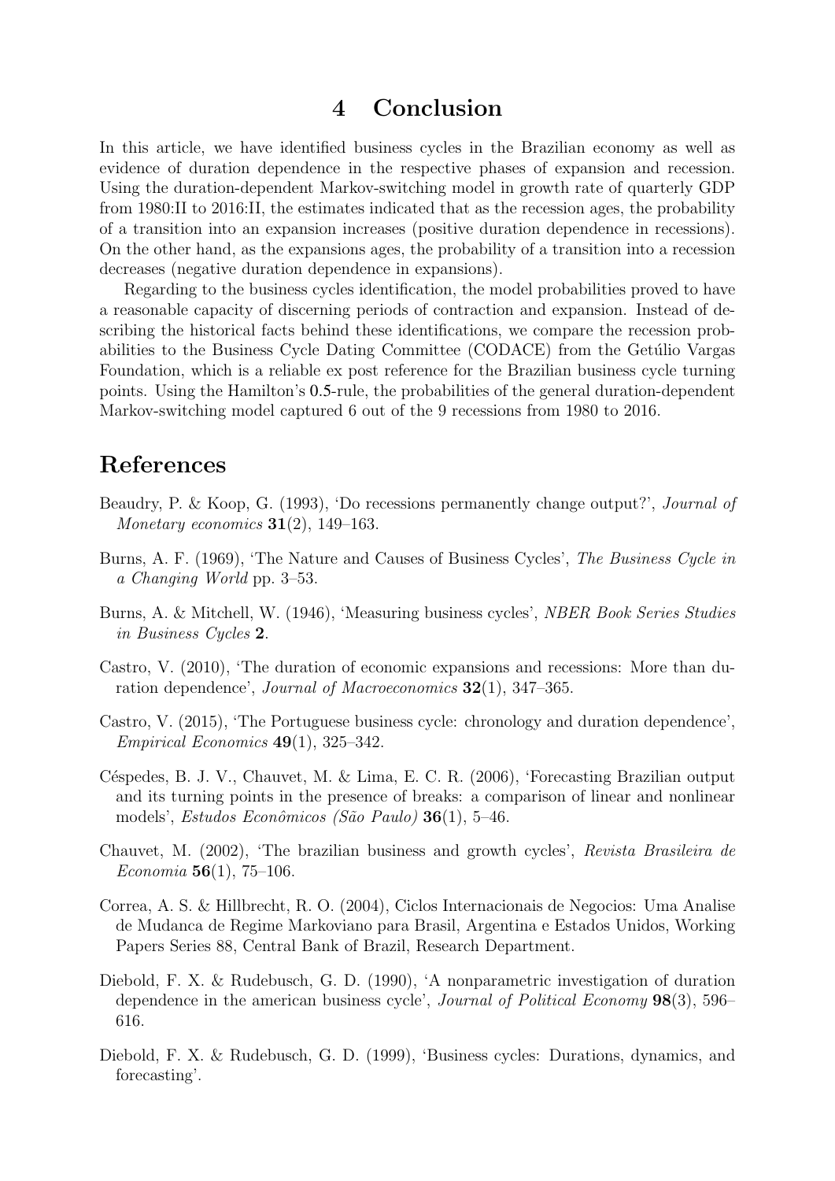# 4 Conclusion

In this article, we have identified business cycles in the Brazilian economy as well as evidence of duration dependence in the respective phases of expansion and recession. Using the duration-dependent Markov-switching model in growth rate of quarterly GDP from 1980:II to 2016:II, the estimates indicated that as the recession ages, the probability of a transition into an expansion increases (positive duration dependence in recessions). On the other hand, as the expansions ages, the probability of a transition into a recession decreases (negative duration dependence in expansions).

Regarding to the business cycles identification, the model probabilities proved to have a reasonable capacity of discerning periods of contraction and expansion. Instead of describing the historical facts behind these identifications, we compare the recession probabilities to the Business Cycle Dating Committee (CODACE) from the Getúlio Vargas Foundation, which is a reliable ex post reference for the Brazilian business cycle turning points. Using the Hamilton's **0.5**-rule, the probabilities of the general duration-dependent Markov-switching model captured 6 out of the 9 recessions from 1980 to 2016.

# References

Beaudry, P. & Koop, G. (1993), 'Do recessions permanently change output?', *Journal of Monetary economics* **31**(2), 149–163.

Burns, A. F. (1969), 'The Nature and Causes of Business Cycles', *The Business Cycle in a Changing World* pp. 3–53.

Burns, A. & Mitchell, W. (1946), 'Measuring business cycles', *NBER Book Series Studies in Business Cycles* **2**.

Castro, V. (2010), 'The duration of economic expansions and recessions: More than duration dependence', *Journal of Macroeconomics* **32**(1), 347–365.

Castro, V. (2015), 'The Portuguese business cycle: chronology and duration dependence', *Empirical Economics* **49**(1), 325–342.

Céspedes, B. J. V., Chauvet, M. & Lima, E. C. R. (2006), 'Forecasting Brazilian output and its turning points in the presence of breaks: a comparison of linear and nonlinear models', *Estudos Econômicos (São Paulo)* **36**(1), 5–46.

Chauvet, M. (2002), 'The brazilian business and growth cycles', *Revista Brasileira de Economia* **56**(1), 75–106.

Correa, A. S. & Hillbrecht, R. O. (2004), Ciclos Internacionais de Negocios: Uma Analise de Mudanca de Regime Markoviano para Brasil, Argentina e Estados Unidos, Working Papers Series 88, Central Bank of Brazil, Research Department.

Diebold, F. X. & Rudebusch, G. D. (1990), 'A nonparametric investigation of duration dependence in the american business cycle', *Journal of Political Economy* **98**(3), 596–616.

Diebold, F. X. & Rudebusch, G. D. (1999), 'Business cycles: Durations, dynamics, and forecasting'.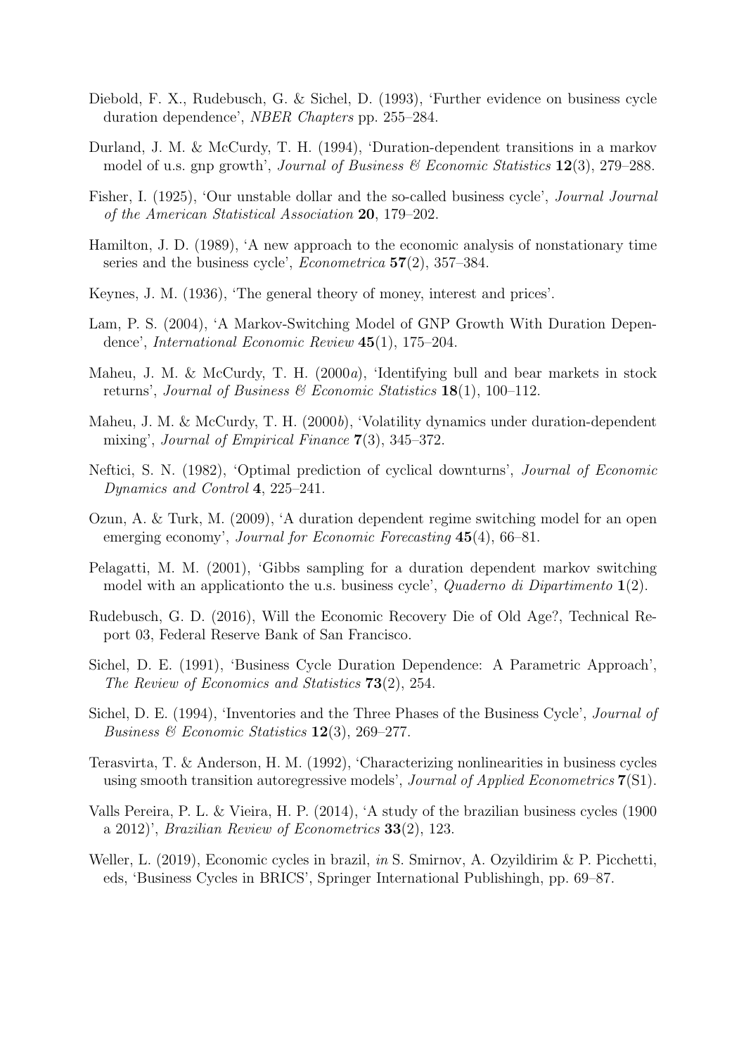Diebold, F. X., Rudebusch, G. & Sichel, D. (1993), 'Further evidence on business cycle duration dependence', *NBER Chapters* pp. 255–284.

Durland, J. M. & McCurdy, T. H. (1994), 'Duration-dependent transitions in a markov model of u.s. gnp growth', *Journal of Business & Economic Statistics* **12**(3), 279–288.

Fisher, I. (1925), 'Our unstable dollar and the so-called business cycle', *Journal Journal of the American Statistical Association* **20**, 179–202.

Hamilton, J. D. (1989), 'A new approach to the economic analysis of nonstationary time series and the business cycle', *Econometrica* **57**(2), 357–384.

Keynes, J. M. (1936), 'The general theory of money, interest and prices'.

Lam, P. S. (2004), 'A Markov-Switching Model of GNP Growth With Duration Dependence', *International Economic Review* **45**(1), 175–204.

Maheu, J. M. & McCurdy, T. H. (2000*a*), 'Identifying bull and bear markets in stock returns', *Journal of Business & Economic Statistics* **18**(1), 100–112.

Maheu, J. M. & McCurdy, T. H. (2000*b*), 'Volatility dynamics under duration-dependent mixing', *Journal of Empirical Finance* **7**(3), 345–372.

Neftici, S. N. (1982), 'Optimal prediction of cyclical downturns', *Journal of Economic Dynamics and Control* **4**, 225–241.

Ozun, A. & Turk, M. (2009), 'A duration dependent regime switching model for an open emerging economy', *Journal for Economic Forecasting* **45**(4), 66–81.

Pelagatti, M. M. (2001), 'Gibbs sampling for a duration dependent markov switching model with an applicationto the u.s. business cycle', *Quaderno di Dipartimento* **1**(2).

Rudebusch, G. D. (2016), Will the Economic Recovery Die of Old Age?, Technical Report 03, Federal Reserve Bank of San Francisco.

Sichel, D. E. (1991), 'Business Cycle Duration Dependence: A Parametric Approach', *The Review of Economics and Statistics* **73**(2), 254.

Sichel, D. E. (1994), 'Inventories and the Three Phases of the Business Cycle', *Journal of Business & Economic Statistics* **12**(3), 269–277.

Terasvirta, T. & Anderson, H. M. (1992), 'Characterizing nonlinearities in business cycles using smooth transition autoregressive models', *Journal of Applied Econometrics* **7**(S1).

Valls Pereira, P. L. & Vieira, H. P. (2014), 'A study of the brazilian business cycles (1900 a 2012)', *Brazilian Review of Econometrics* **33**(2), 123.

Weller, L. (2019), Economic cycles in brazil, *in* S. Smirnov, A. Ozyildirim & P. Picchetti, eds, 'Business Cycles in BRICS', Springer International Publishingh, pp. 69–87.